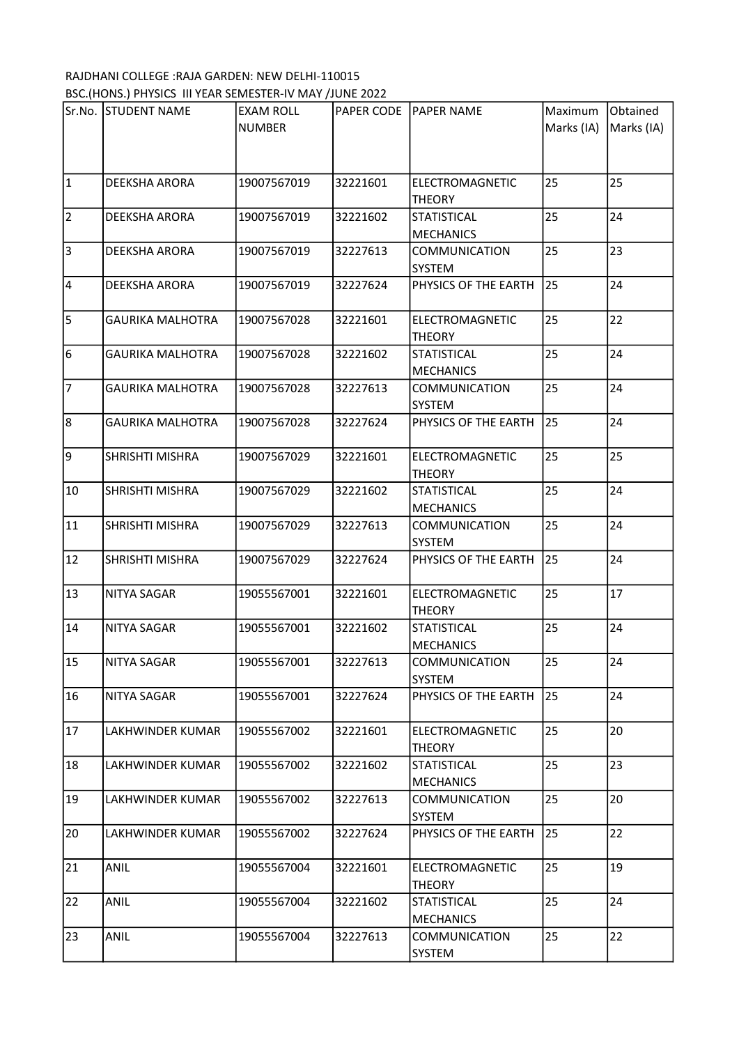RAJDHANI COLLEGE :RAJA GARDEN: NEW DELHI-110015

BSC.(HONS.) PHYSICS III YEAR SEMESTER-IV MAY /JUNE 2022

| Sr.No. | STUDENT NAME | EXAM ROLL NUMBER | PAPER CODE | PAPER NAME | Maximum Marks (IA) | Obtained Marks (IA) |
|---|---|---|---|---|---|---|
| 1 | DEEKSHA ARORA | 19007567019 | 32221601 | ELECTROMAGNETIC THEORY | 25 | 25 |
| 2 | DEEKSHA ARORA | 19007567019 | 32221602 | STATISTICAL MECHANICS | 25 | 24 |
| 3 | DEEKSHA ARORA | 19007567019 | 32227613 | COMMUNICATION SYSTEM | 25 | 23 |
| 4 | DEEKSHA ARORA | 19007567019 | 32227624 | PHYSICS OF THE EARTH | 25 | 24 |
| 5 | GAURIKA MALHOTRA | 19007567028 | 32221601 | ELECTROMAGNETIC THEORY | 25 | 22 |
| 6 | GAURIKA MALHOTRA | 19007567028 | 32221602 | STATISTICAL MECHANICS | 25 | 24 |
| 7 | GAURIKA MALHOTRA | 19007567028 | 32227613 | COMMUNICATION SYSTEM | 25 | 24 |
| 8 | GAURIKA MALHOTRA | 19007567028 | 32227624 | PHYSICS OF THE EARTH | 25 | 24 |
| 9 | SHRISHTI MISHRA | 19007567029 | 32221601 | ELECTROMAGNETIC THEORY | 25 | 25 |
| 10 | SHRISHTI MISHRA | 19007567029 | 32221602 | STATISTICAL MECHANICS | 25 | 24 |
| 11 | SHRISHTI MISHRA | 19007567029 | 32227613 | COMMUNICATION SYSTEM | 25 | 24 |
| 12 | SHRISHTI MISHRA | 19007567029 | 32227624 | PHYSICS OF THE EARTH | 25 | 24 |
| 13 | NITYA SAGAR | 19055567001 | 32221601 | ELECTROMAGNETIC THEORY | 25 | 17 |
| 14 | NITYA SAGAR | 19055567001 | 32221602 | STATISTICAL MECHANICS | 25 | 24 |
| 15 | NITYA SAGAR | 19055567001 | 32227613 | COMMUNICATION SYSTEM | 25 | 24 |
| 16 | NITYA SAGAR | 19055567001 | 32227624 | PHYSICS OF THE EARTH | 25 | 24 |
| 17 | LAKHWINDER KUMAR | 19055567002 | 32221601 | ELECTROMAGNETIC THEORY | 25 | 20 |
| 18 | LAKHWINDER KUMAR | 19055567002 | 32221602 | STATISTICAL MECHANICS | 25 | 23 |
| 19 | LAKHWINDER KUMAR | 19055567002 | 32227613 | COMMUNICATION SYSTEM | 25 | 20 |
| 20 | LAKHWINDER KUMAR | 19055567002 | 32227624 | PHYSICS OF THE EARTH | 25 | 22 |
| 21 | ANIL | 19055567004 | 32221601 | ELECTROMAGNETIC THEORY | 25 | 19 |
| 22 | ANIL | 19055567004 | 32221602 | STATISTICAL MECHANICS | 25 | 24 |
| 23 | ANIL | 19055567004 | 32227613 | COMMUNICATION SYSTEM | 25 | 22 |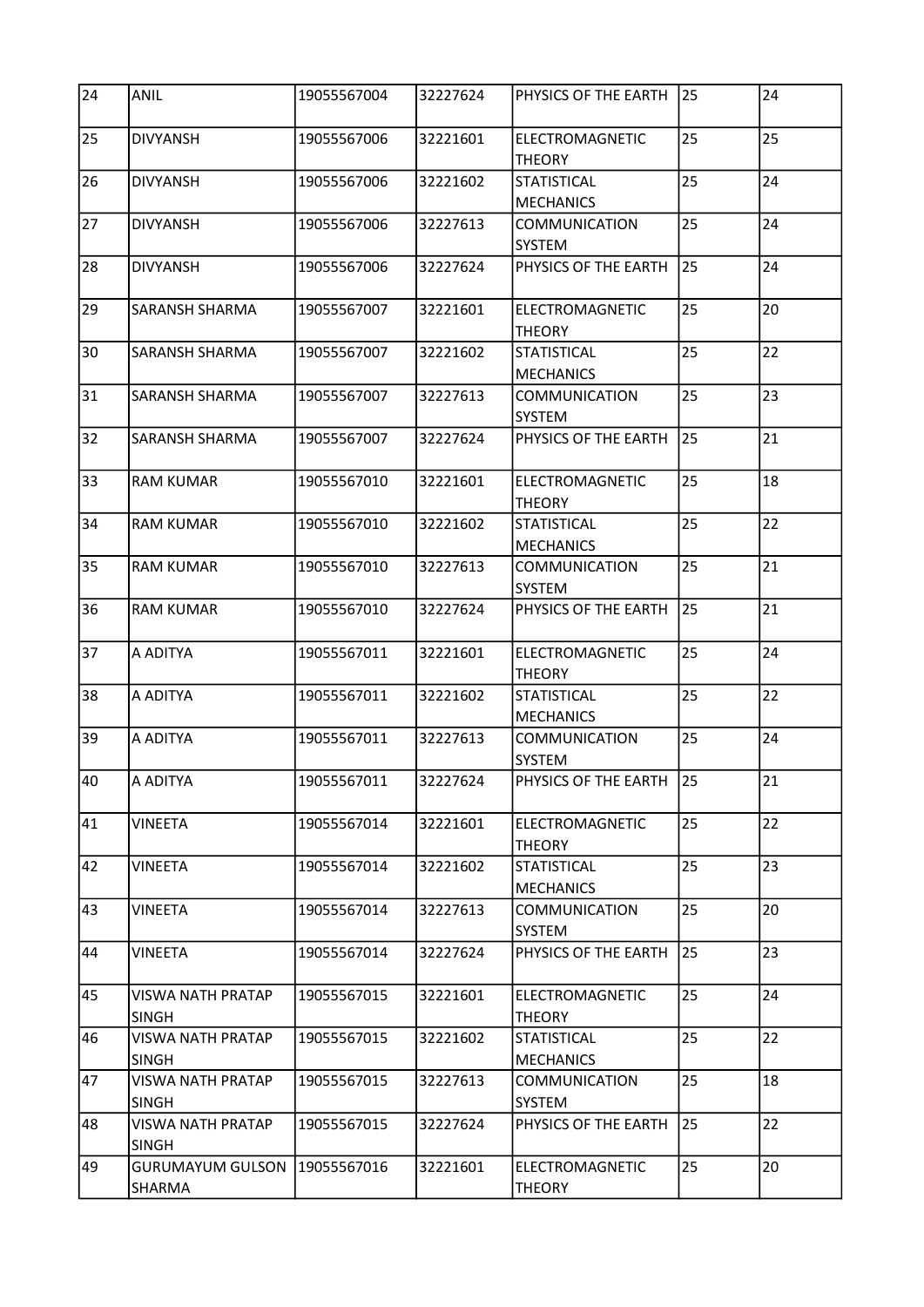| 24 | ANIL | 19055567004 | 32227624 | PHYSICS OF THE EARTH | 25 | 24 |
|---|---|---|---|---|---|---|
| 25 | DIVYANSH | 19055567006 | 32221601 | ELECTROMAGNETIC THEORY | 25 | 25 |
| 26 | DIVYANSH | 19055567006 | 32221602 | STATISTICAL MECHANICS | 25 | 24 |
| 27 | DIVYANSH | 19055567006 | 32227613 | COMMUNICATION SYSTEM | 25 | 24 |
| 28 | DIVYANSH | 19055567006 | 32227624 | PHYSICS OF THE EARTH | 25 | 24 |
| 29 | SARANSH SHARMA | 19055567007 | 32221601 | ELECTROMAGNETIC THEORY | 25 | 20 |
| 30 | SARANSH SHARMA | 19055567007 | 32221602 | STATISTICAL MECHANICS | 25 | 22 |
| 31 | SARANSH SHARMA | 19055567007 | 32227613 | COMMUNICATION SYSTEM | 25 | 23 |
| 32 | SARANSH SHARMA | 19055567007 | 32227624 | PHYSICS OF THE EARTH | 25 | 21 |
| 33 | RAM KUMAR | 19055567010 | 32221601 | ELECTROMAGNETIC THEORY | 25 | 18 |
| 34 | RAM KUMAR | 19055567010 | 32221602 | STATISTICAL MECHANICS | 25 | 22 |
| 35 | RAM KUMAR | 19055567010 | 32227613 | COMMUNICATION SYSTEM | 25 | 21 |
| 36 | RAM KUMAR | 19055567010 | 32227624 | PHYSICS OF THE EARTH | 25 | 21 |
| 37 | A ADITYA | 19055567011 | 32221601 | ELECTROMAGNETIC THEORY | 25 | 24 |
| 38 | A ADITYA | 19055567011 | 32221602 | STATISTICAL MECHANICS | 25 | 22 |
| 39 | A ADITYA | 19055567011 | 32227613 | COMMUNICATION SYSTEM | 25 | 24 |
| 40 | A ADITYA | 19055567011 | 32227624 | PHYSICS OF THE EARTH | 25 | 21 |
| 41 | VINEETA | 19055567014 | 32221601 | ELECTROMAGNETIC THEORY | 25 | 22 |
| 42 | VINEETA | 19055567014 | 32221602 | STATISTICAL MECHANICS | 25 | 23 |
| 43 | VINEETA | 19055567014 | 32227613 | COMMUNICATION SYSTEM | 25 | 20 |
| 44 | VINEETA | 19055567014 | 32227624 | PHYSICS OF THE EARTH | 25 | 23 |
| 45 | VISWA NATH PRATAP SINGH | 19055567015 | 32221601 | ELECTROMAGNETIC THEORY | 25 | 24 |
| 46 | VISWA NATH PRATAP SINGH | 19055567015 | 32221602 | STATISTICAL MECHANICS | 25 | 22 |
| 47 | VISWA NATH PRATAP SINGH | 19055567015 | 32227613 | COMMUNICATION SYSTEM | 25 | 18 |
| 48 | VISWA NATH PRATAP SINGH | 19055567015 | 32227624 | PHYSICS OF THE EARTH | 25 | 22 |
| 49 | GURUMAYUM GULSON SHARMA | 19055567016 | 32221601 | ELECTROMAGNETIC THEORY | 25 | 20 |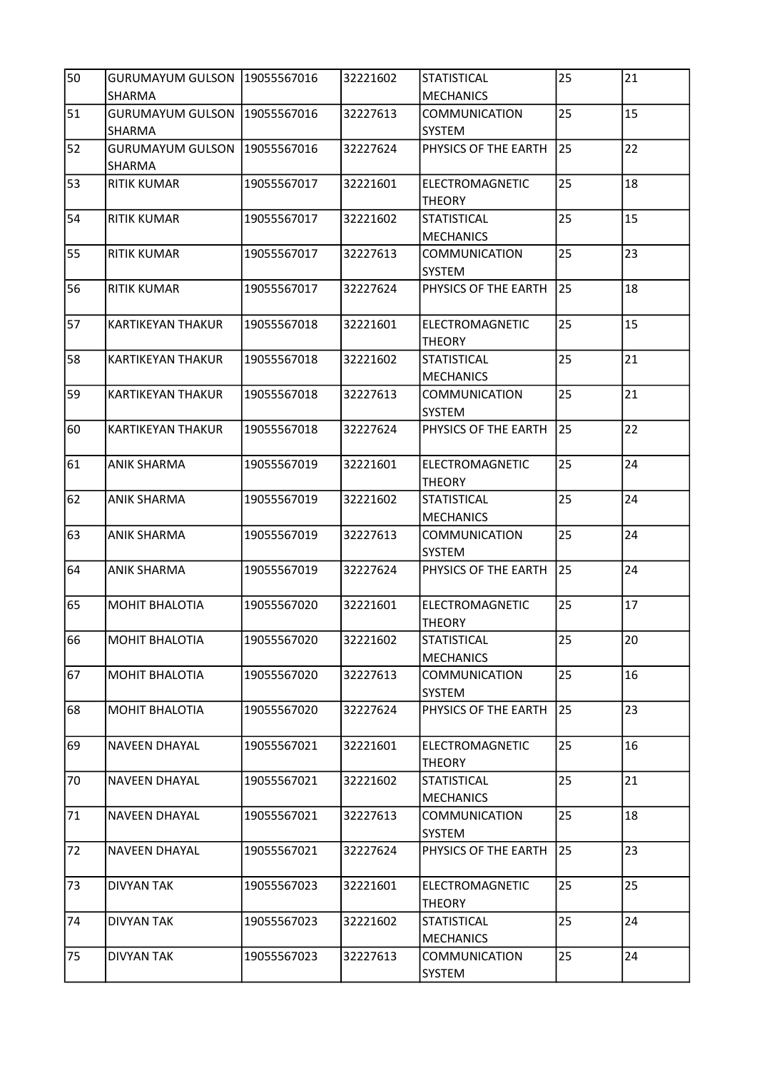| 50 | GURUMAYUM GULSON SHARMA | 19055567016 | 32221602 | STATISTICAL MECHANICS | 25 | 21 |
|---|---|---|---|---|---|---|
| 51 | GURUMAYUM GULSON SHARMA | 19055567016 | 32227613 | COMMUNICATION SYSTEM | 25 | 15 |
| 52 | GURUMAYUM GULSON SHARMA | 19055567016 | 32227624 | PHYSICS OF THE EARTH | 25 | 22 |
| 53 | RITIK KUMAR | 19055567017 | 32221601 | ELECTROMAGNETIC THEORY | 25 | 18 |
| 54 | RITIK KUMAR | 19055567017 | 32221602 | STATISTICAL MECHANICS | 25 | 15 |
| 55 | RITIK KUMAR | 19055567017 | 32227613 | COMMUNICATION SYSTEM | 25 | 23 |
| 56 | RITIK KUMAR | 19055567017 | 32227624 | PHYSICS OF THE EARTH | 25 | 18 |
| 57 | KARTIKEYAN THAKUR | 19055567018 | 32221601 | ELECTROMAGNETIC THEORY | 25 | 15 |
| 58 | KARTIKEYAN THAKUR | 19055567018 | 32221602 | STATISTICAL MECHANICS | 25 | 21 |
| 59 | KARTIKEYAN THAKUR | 19055567018 | 32227613 | COMMUNICATION SYSTEM | 25 | 21 |
| 60 | KARTIKEYAN THAKUR | 19055567018 | 32227624 | PHYSICS OF THE EARTH | 25 | 22 |
| 61 | ANIK SHARMA | 19055567019 | 32221601 | ELECTROMAGNETIC THEORY | 25 | 24 |
| 62 | ANIK SHARMA | 19055567019 | 32221602 | STATISTICAL MECHANICS | 25 | 24 |
| 63 | ANIK SHARMA | 19055567019 | 32227613 | COMMUNICATION SYSTEM | 25 | 24 |
| 64 | ANIK SHARMA | 19055567019 | 32227624 | PHYSICS OF THE EARTH | 25 | 24 |
| 65 | MOHIT BHALOTIA | 19055567020 | 32221601 | ELECTROMAGNETIC THEORY | 25 | 17 |
| 66 | MOHIT BHALOTIA | 19055567020 | 32221602 | STATISTICAL MECHANICS | 25 | 20 |
| 67 | MOHIT BHALOTIA | 19055567020 | 32227613 | COMMUNICATION SYSTEM | 25 | 16 |
| 68 | MOHIT BHALOTIA | 19055567020 | 32227624 | PHYSICS OF THE EARTH | 25 | 23 |
| 69 | NAVEEN DHAYAL | 19055567021 | 32221601 | ELECTROMAGNETIC THEORY | 25 | 16 |
| 70 | NAVEEN DHAYAL | 19055567021 | 32221602 | STATISTICAL MECHANICS | 25 | 21 |
| 71 | NAVEEN DHAYAL | 19055567021 | 32227613 | COMMUNICATION SYSTEM | 25 | 18 |
| 72 | NAVEEN DHAYAL | 19055567021 | 32227624 | PHYSICS OF THE EARTH | 25 | 23 |
| 73 | DIVYAN TAK | 19055567023 | 32221601 | ELECTROMAGNETIC THEORY | 25 | 25 |
| 74 | DIVYAN TAK | 19055567023 | 32221602 | STATISTICAL MECHANICS | 25 | 24 |
| 75 | DIVYAN TAK | 19055567023 | 32227613 | COMMUNICATION SYSTEM | 25 | 24 |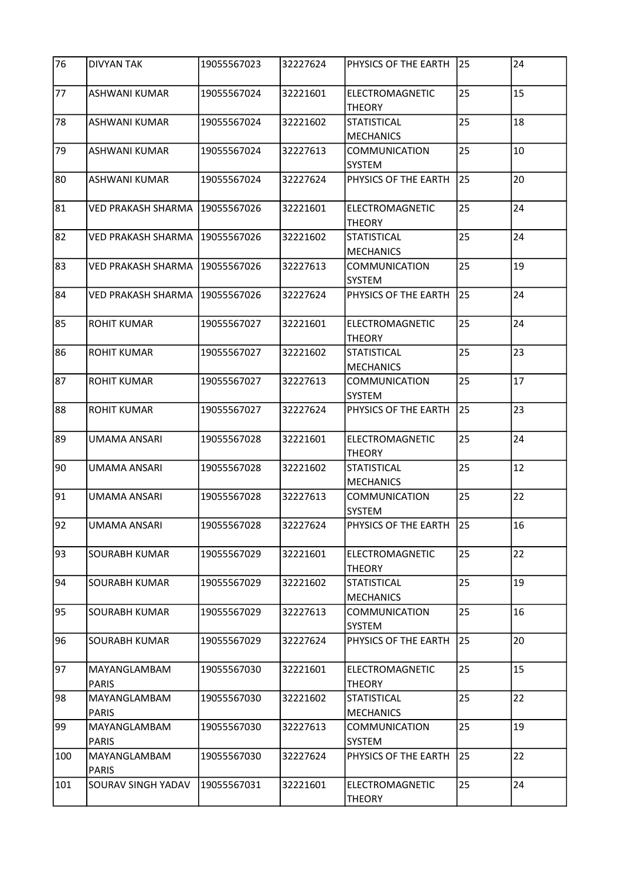| 76 | DIVYAN TAK | 19055567023 | 32227624 | PHYSICS OF THE EARTH | 25 | 24 |
|---|---|---|---|---|---|---|
| 77 | ASHWANI KUMAR | 19055567024 | 32221601 | ELECTROMAGNETIC THEORY | 25 | 15 |
| 78 | ASHWANI KUMAR | 19055567024 | 32221602 | STATISTICAL MECHANICS | 25 | 18 |
| 79 | ASHWANI KUMAR | 19055567024 | 32227613 | COMMUNICATION SYSTEM | 25 | 10 |
| 80 | ASHWANI KUMAR | 19055567024 | 32227624 | PHYSICS OF THE EARTH | 25 | 20 |
| 81 | VED PRAKASH SHARMA | 19055567026 | 32221601 | ELECTROMAGNETIC THEORY | 25 | 24 |
| 82 | VED PRAKASH SHARMA | 19055567026 | 32221602 | STATISTICAL MECHANICS | 25 | 24 |
| 83 | VED PRAKASH SHARMA | 19055567026 | 32227613 | COMMUNICATION SYSTEM | 25 | 19 |
| 84 | VED PRAKASH SHARMA | 19055567026 | 32227624 | PHYSICS OF THE EARTH | 25 | 24 |
| 85 | ROHIT KUMAR | 19055567027 | 32221601 | ELECTROMAGNETIC THEORY | 25 | 24 |
| 86 | ROHIT KUMAR | 19055567027 | 32221602 | STATISTICAL MECHANICS | 25 | 23 |
| 87 | ROHIT KUMAR | 19055567027 | 32227613 | COMMUNICATION SYSTEM | 25 | 17 |
| 88 | ROHIT KUMAR | 19055567027 | 32227624 | PHYSICS OF THE EARTH | 25 | 23 |
| 89 | UMAMA ANSARI | 19055567028 | 32221601 | ELECTROMAGNETIC THEORY | 25 | 24 |
| 90 | UMAMA ANSARI | 19055567028 | 32221602 | STATISTICAL MECHANICS | 25 | 12 |
| 91 | UMAMA ANSARI | 19055567028 | 32227613 | COMMUNICATION SYSTEM | 25 | 22 |
| 92 | UMAMA ANSARI | 19055567028 | 32227624 | PHYSICS OF THE EARTH | 25 | 16 |
| 93 | SOURABH KUMAR | 19055567029 | 32221601 | ELECTROMAGNETIC THEORY | 25 | 22 |
| 94 | SOURABH KUMAR | 19055567029 | 32221602 | STATISTICAL MECHANICS | 25 | 19 |
| 95 | SOURABH KUMAR | 19055567029 | 32227613 | COMMUNICATION SYSTEM | 25 | 16 |
| 96 | SOURABH KUMAR | 19055567029 | 32227624 | PHYSICS OF THE EARTH | 25 | 20 |
| 97 | MAYANGLAMBAM PARIS | 19055567030 | 32221601 | ELECTROMAGNETIC THEORY | 25 | 15 |
| 98 | MAYANGLAMBAM PARIS | 19055567030 | 32221602 | STATISTICAL MECHANICS | 25 | 22 |
| 99 | MAYANGLAMBAM PARIS | 19055567030 | 32227613 | COMMUNICATION SYSTEM | 25 | 19 |
| 100 | MAYANGLAMBAM PARIS | 19055567030 | 32227624 | PHYSICS OF THE EARTH | 25 | 22 |
| 101 | SOURAV SINGH YADAV | 19055567031 | 32221601 | ELECTROMAGNETIC THEORY | 25 | 24 |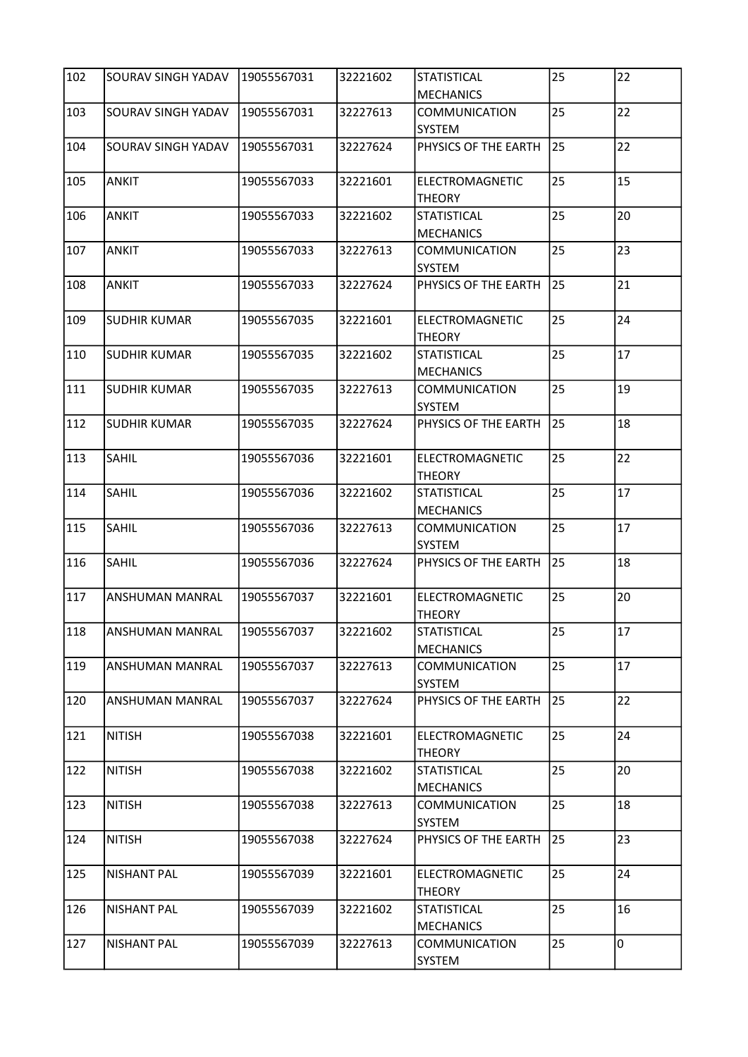| 102 | SOURAV SINGH YADAV | 19055567031 | 32221602 | STATISTICAL MECHANICS | 25 | 22 |
|---|---|---|---|---|---|---|
| 103 | SOURAV SINGH YADAV | 19055567031 | 32227613 | COMMUNICATION SYSTEM | 25 | 22 |
| 104 | SOURAV SINGH YADAV | 19055567031 | 32227624 | PHYSICS OF THE EARTH | 25 | 22 |
| 105 | ANKIT | 19055567033 | 32221601 | ELECTROMAGNETIC THEORY | 25 | 15 |
| 106 | ANKIT | 19055567033 | 32221602 | STATISTICAL MECHANICS | 25 | 20 |
| 107 | ANKIT | 19055567033 | 32227613 | COMMUNICATION SYSTEM | 25 | 23 |
| 108 | ANKIT | 19055567033 | 32227624 | PHYSICS OF THE EARTH | 25 | 21 |
| 109 | SUDHIR KUMAR | 19055567035 | 32221601 | ELECTROMAGNETIC THEORY | 25 | 24 |
| 110 | SUDHIR KUMAR | 19055567035 | 32221602 | STATISTICAL MECHANICS | 25 | 17 |
| 111 | SUDHIR KUMAR | 19055567035 | 32227613 | COMMUNICATION SYSTEM | 25 | 19 |
| 112 | SUDHIR KUMAR | 19055567035 | 32227624 | PHYSICS OF THE EARTH | 25 | 18 |
| 113 | SAHIL | 19055567036 | 32221601 | ELECTROMAGNETIC THEORY | 25 | 22 |
| 114 | SAHIL | 19055567036 | 32221602 | STATISTICAL MECHANICS | 25 | 17 |
| 115 | SAHIL | 19055567036 | 32227613 | COMMUNICATION SYSTEM | 25 | 17 |
| 116 | SAHIL | 19055567036 | 32227624 | PHYSICS OF THE EARTH | 25 | 18 |
| 117 | ANSHUMAN MANRAL | 19055567037 | 32221601 | ELECTROMAGNETIC THEORY | 25 | 20 |
| 118 | ANSHUMAN MANRAL | 19055567037 | 32221602 | STATISTICAL MECHANICS | 25 | 17 |
| 119 | ANSHUMAN MANRAL | 19055567037 | 32227613 | COMMUNICATION SYSTEM | 25 | 17 |
| 120 | ANSHUMAN MANRAL | 19055567037 | 32227624 | PHYSICS OF THE EARTH | 25 | 22 |
| 121 | NITISH | 19055567038 | 32221601 | ELECTROMAGNETIC THEORY | 25 | 24 |
| 122 | NITISH | 19055567038 | 32221602 | STATISTICAL MECHANICS | 25 | 20 |
| 123 | NITISH | 19055567038 | 32227613 | COMMUNICATION SYSTEM | 25 | 18 |
| 124 | NITISH | 19055567038 | 32227624 | PHYSICS OF THE EARTH | 25 | 23 |
| 125 | NISHANT PAL | 19055567039 | 32221601 | ELECTROMAGNETIC THEORY | 25 | 24 |
| 126 | NISHANT PAL | 19055567039 | 32221602 | STATISTICAL MECHANICS | 25 | 16 |
| 127 | NISHANT PAL | 19055567039 | 32227613 | COMMUNICATION SYSTEM | 25 | 0 |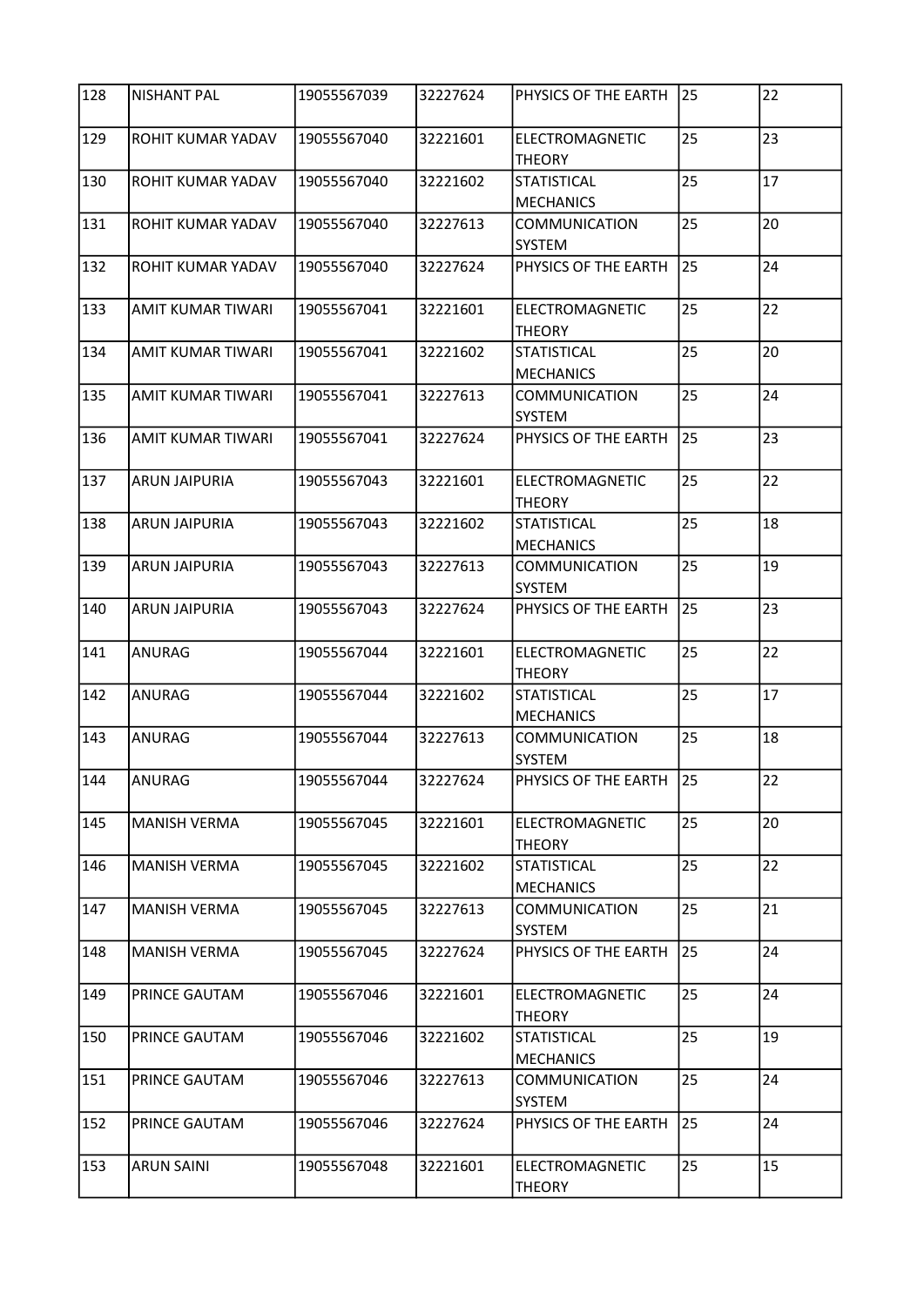| 128 | NISHANT PAL | 19055567039 | 32227624 | PHYSICS OF THE EARTH | 25 | 22 |
|---|---|---|---|---|---|---|
| 129 | ROHIT KUMAR YADAV | 19055567040 | 32221601 | ELECTROMAGNETIC THEORY | 25 | 23 |
| 130 | ROHIT KUMAR YADAV | 19055567040 | 32221602 | STATISTICAL MECHANICS | 25 | 17 |
| 131 | ROHIT KUMAR YADAV | 19055567040 | 32227613 | COMMUNICATION SYSTEM | 25 | 20 |
| 132 | ROHIT KUMAR YADAV | 19055567040 | 32227624 | PHYSICS OF THE EARTH | 25 | 24 |
| 133 | AMIT KUMAR TIWARI | 19055567041 | 32221601 | ELECTROMAGNETIC THEORY | 25 | 22 |
| 134 | AMIT KUMAR TIWARI | 19055567041 | 32221602 | STATISTICAL MECHANICS | 25 | 20 |
| 135 | AMIT KUMAR TIWARI | 19055567041 | 32227613 | COMMUNICATION SYSTEM | 25 | 24 |
| 136 | AMIT KUMAR TIWARI | 19055567041 | 32227624 | PHYSICS OF THE EARTH | 25 | 23 |
| 137 | ARUN JAIPURIA | 19055567043 | 32221601 | ELECTROMAGNETIC THEORY | 25 | 22 |
| 138 | ARUN JAIPURIA | 19055567043 | 32221602 | STATISTICAL MECHANICS | 25 | 18 |
| 139 | ARUN JAIPURIA | 19055567043 | 32227613 | COMMUNICATION SYSTEM | 25 | 19 |
| 140 | ARUN JAIPURIA | 19055567043 | 32227624 | PHYSICS OF THE EARTH | 25 | 23 |
| 141 | ANURAG | 19055567044 | 32221601 | ELECTROMAGNETIC THEORY | 25 | 22 |
| 142 | ANURAG | 19055567044 | 32221602 | STATISTICAL MECHANICS | 25 | 17 |
| 143 | ANURAG | 19055567044 | 32227613 | COMMUNICATION SYSTEM | 25 | 18 |
| 144 | ANURAG | 19055567044 | 32227624 | PHYSICS OF THE EARTH | 25 | 22 |
| 145 | MANISH VERMA | 19055567045 | 32221601 | ELECTROMAGNETIC THEORY | 25 | 20 |
| 146 | MANISH VERMA | 19055567045 | 32221602 | STATISTICAL MECHANICS | 25 | 22 |
| 147 | MANISH VERMA | 19055567045 | 32227613 | COMMUNICATION SYSTEM | 25 | 21 |
| 148 | MANISH VERMA | 19055567045 | 32227624 | PHYSICS OF THE EARTH | 25 | 24 |
| 149 | PRINCE GAUTAM | 19055567046 | 32221601 | ELECTROMAGNETIC THEORY | 25 | 24 |
| 150 | PRINCE GAUTAM | 19055567046 | 32221602 | STATISTICAL MECHANICS | 25 | 19 |
| 151 | PRINCE GAUTAM | 19055567046 | 32227613 | COMMUNICATION SYSTEM | 25 | 24 |
| 152 | PRINCE GAUTAM | 19055567046 | 32227624 | PHYSICS OF THE EARTH | 25 | 24 |
| 153 | ARUN SAINI | 19055567048 | 32221601 | ELECTROMAGNETIC THEORY | 25 | 15 |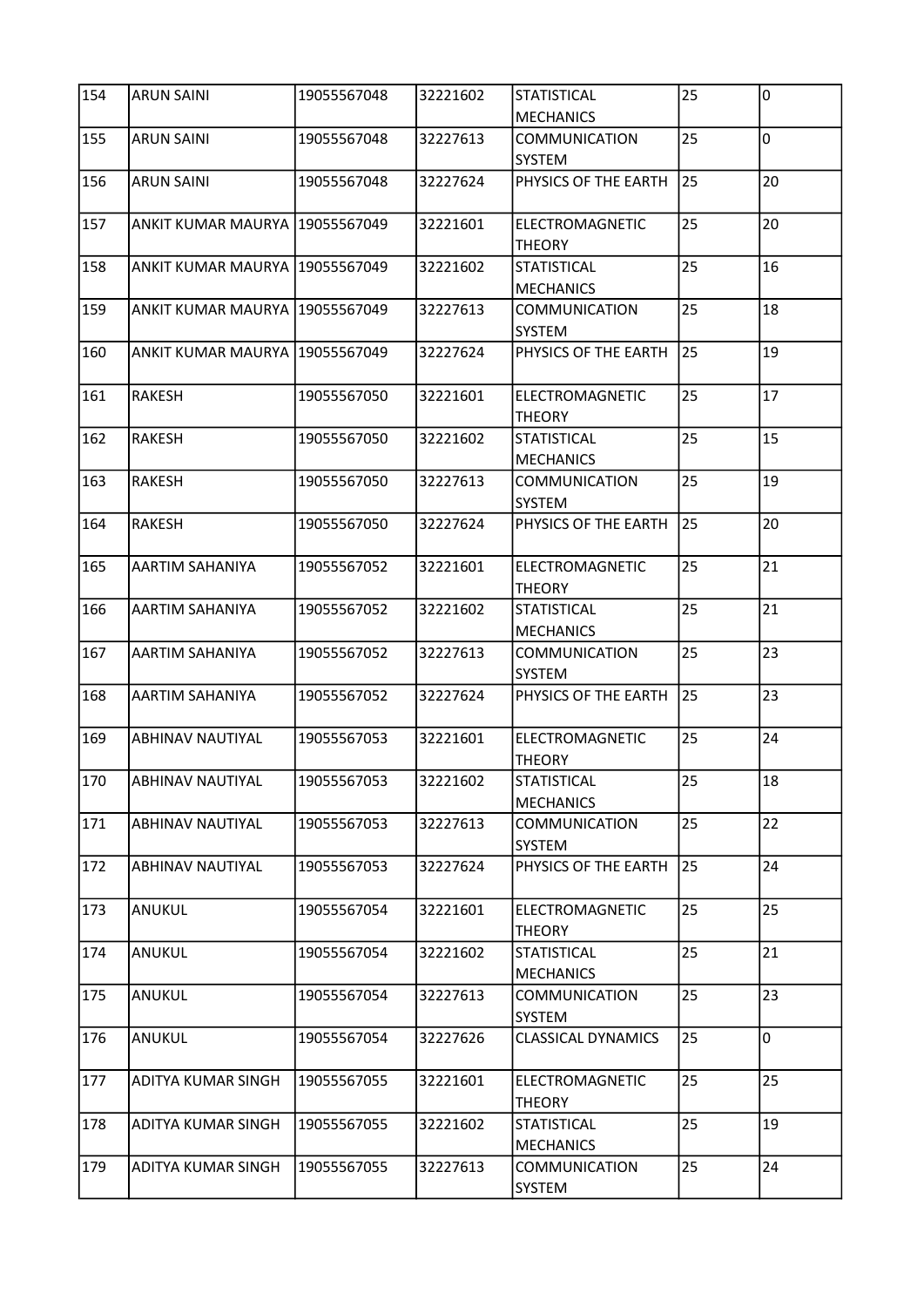| 154 | ARUN SAINI | 19055567048 | 32221602 | STATISTICAL MECHANICS | 25 | 0 |
|---|---|---|---|---|---|---|
| 155 | ARUN SAINI | 19055567048 | 32227613 | COMMUNICATION SYSTEM | 25 | 0 |
| 156 | ARUN SAINI | 19055567048 | 32227624 | PHYSICS OF THE EARTH | 25 | 20 |
| 157 | ANKIT KUMAR MAURYA | 19055567049 | 32221601 | ELECTROMAGNETIC THEORY | 25 | 20 |
| 158 | ANKIT KUMAR MAURYA | 19055567049 | 32221602 | STATISTICAL MECHANICS | 25 | 16 |
| 159 | ANKIT KUMAR MAURYA | 19055567049 | 32227613 | COMMUNICATION SYSTEM | 25 | 18 |
| 160 | ANKIT KUMAR MAURYA | 19055567049 | 32227624 | PHYSICS OF THE EARTH | 25 | 19 |
| 161 | RAKESH | 19055567050 | 32221601 | ELECTROMAGNETIC THEORY | 25 | 17 |
| 162 | RAKESH | 19055567050 | 32221602 | STATISTICAL MECHANICS | 25 | 15 |
| 163 | RAKESH | 19055567050 | 32227613 | COMMUNICATION SYSTEM | 25 | 19 |
| 164 | RAKESH | 19055567050 | 32227624 | PHYSICS OF THE EARTH | 25 | 20 |
| 165 | AARTIM SAHANIYA | 19055567052 | 32221601 | ELECTROMAGNETIC THEORY | 25 | 21 |
| 166 | AARTIM SAHANIYA | 19055567052 | 32221602 | STATISTICAL MECHANICS | 25 | 21 |
| 167 | AARTIM SAHANIYA | 19055567052 | 32227613 | COMMUNICATION SYSTEM | 25 | 23 |
| 168 | AARTIM SAHANIYA | 19055567052 | 32227624 | PHYSICS OF THE EARTH | 25 | 23 |
| 169 | ABHINAV NAUTIYAL | 19055567053 | 32221601 | ELECTROMAGNETIC THEORY | 25 | 24 |
| 170 | ABHINAV NAUTIYAL | 19055567053 | 32221602 | STATISTICAL MECHANICS | 25 | 18 |
| 171 | ABHINAV NAUTIYAL | 19055567053 | 32227613 | COMMUNICATION SYSTEM | 25 | 22 |
| 172 | ABHINAV NAUTIYAL | 19055567053 | 32227624 | PHYSICS OF THE EARTH | 25 | 24 |
| 173 | ANUKUL | 19055567054 | 32221601 | ELECTROMAGNETIC THEORY | 25 | 25 |
| 174 | ANUKUL | 19055567054 | 32221602 | STATISTICAL MECHANICS | 25 | 21 |
| 175 | ANUKUL | 19055567054 | 32227613 | COMMUNICATION SYSTEM | 25 | 23 |
| 176 | ANUKUL | 19055567054 | 32227626 | CLASSICAL DYNAMICS | 25 | 0 |
| 177 | ADITYA KUMAR SINGH | 19055567055 | 32221601 | ELECTROMAGNETIC THEORY | 25 | 25 |
| 178 | ADITYA KUMAR SINGH | 19055567055 | 32221602 | STATISTICAL MECHANICS | 25 | 19 |
| 179 | ADITYA KUMAR SINGH | 19055567055 | 32227613 | COMMUNICATION SYSTEM | 25 | 24 |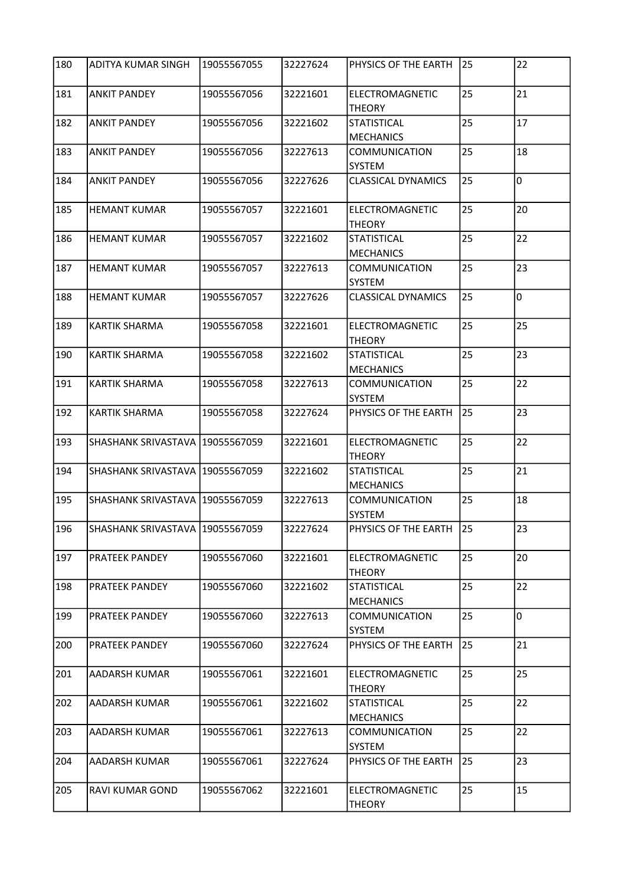| 180 | ADITYA KUMAR SINGH | 19055567055 | 32227624 | PHYSICS OF THE EARTH | 25 | 22 |
|---|---|---|---|---|---|---|
| 181 | ANKIT PANDEY | 19055567056 | 32221601 | ELECTROMAGNETIC THEORY | 25 | 21 |
| 182 | ANKIT PANDEY | 19055567056 | 32221602 | STATISTICAL MECHANICS | 25 | 17 |
| 183 | ANKIT PANDEY | 19055567056 | 32227613 | COMMUNICATION SYSTEM | 25 | 18 |
| 184 | ANKIT PANDEY | 19055567056 | 32227626 | CLASSICAL DYNAMICS | 25 | 0 |
| 185 | HEMANT KUMAR | 19055567057 | 32221601 | ELECTROMAGNETIC THEORY | 25 | 20 |
| 186 | HEMANT KUMAR | 19055567057 | 32221602 | STATISTICAL MECHANICS | 25 | 22 |
| 187 | HEMANT KUMAR | 19055567057 | 32227613 | COMMUNICATION SYSTEM | 25 | 23 |
| 188 | HEMANT KUMAR | 19055567057 | 32227626 | CLASSICAL DYNAMICS | 25 | 0 |
| 189 | KARTIK SHARMA | 19055567058 | 32221601 | ELECTROMAGNETIC THEORY | 25 | 25 |
| 190 | KARTIK SHARMA | 19055567058 | 32221602 | STATISTICAL MECHANICS | 25 | 23 |
| 191 | KARTIK SHARMA | 19055567058 | 32227613 | COMMUNICATION SYSTEM | 25 | 22 |
| 192 | KARTIK SHARMA | 19055567058 | 32227624 | PHYSICS OF THE EARTH | 25 | 23 |
| 193 | SHASHANK SRIVASTAVA | 19055567059 | 32221601 | ELECTROMAGNETIC THEORY | 25 | 22 |
| 194 | SHASHANK SRIVASTAVA | 19055567059 | 32221602 | STATISTICAL MECHANICS | 25 | 21 |
| 195 | SHASHANK SRIVASTAVA | 19055567059 | 32227613 | COMMUNICATION SYSTEM | 25 | 18 |
| 196 | SHASHANK SRIVASTAVA | 19055567059 | 32227624 | PHYSICS OF THE EARTH | 25 | 23 |
| 197 | PRATEEK PANDEY | 19055567060 | 32221601 | ELECTROMAGNETIC THEORY | 25 | 20 |
| 198 | PRATEEK PANDEY | 19055567060 | 32221602 | STATISTICAL MECHANICS | 25 | 22 |
| 199 | PRATEEK PANDEY | 19055567060 | 32227613 | COMMUNICATION SYSTEM | 25 | 0 |
| 200 | PRATEEK PANDEY | 19055567060 | 32227624 | PHYSICS OF THE EARTH | 25 | 21 |
| 201 | AADARSH KUMAR | 19055567061 | 32221601 | ELECTROMAGNETIC THEORY | 25 | 25 |
| 202 | AADARSH KUMAR | 19055567061 | 32221602 | STATISTICAL MECHANICS | 25 | 22 |
| 203 | AADARSH KUMAR | 19055567061 | 32227613 | COMMUNICATION SYSTEM | 25 | 22 |
| 204 | AADARSH KUMAR | 19055567061 | 32227624 | PHYSICS OF THE EARTH | 25 | 23 |
| 205 | RAVI KUMAR GOND | 19055567062 | 32221601 | ELECTROMAGNETIC THEORY | 25 | 15 |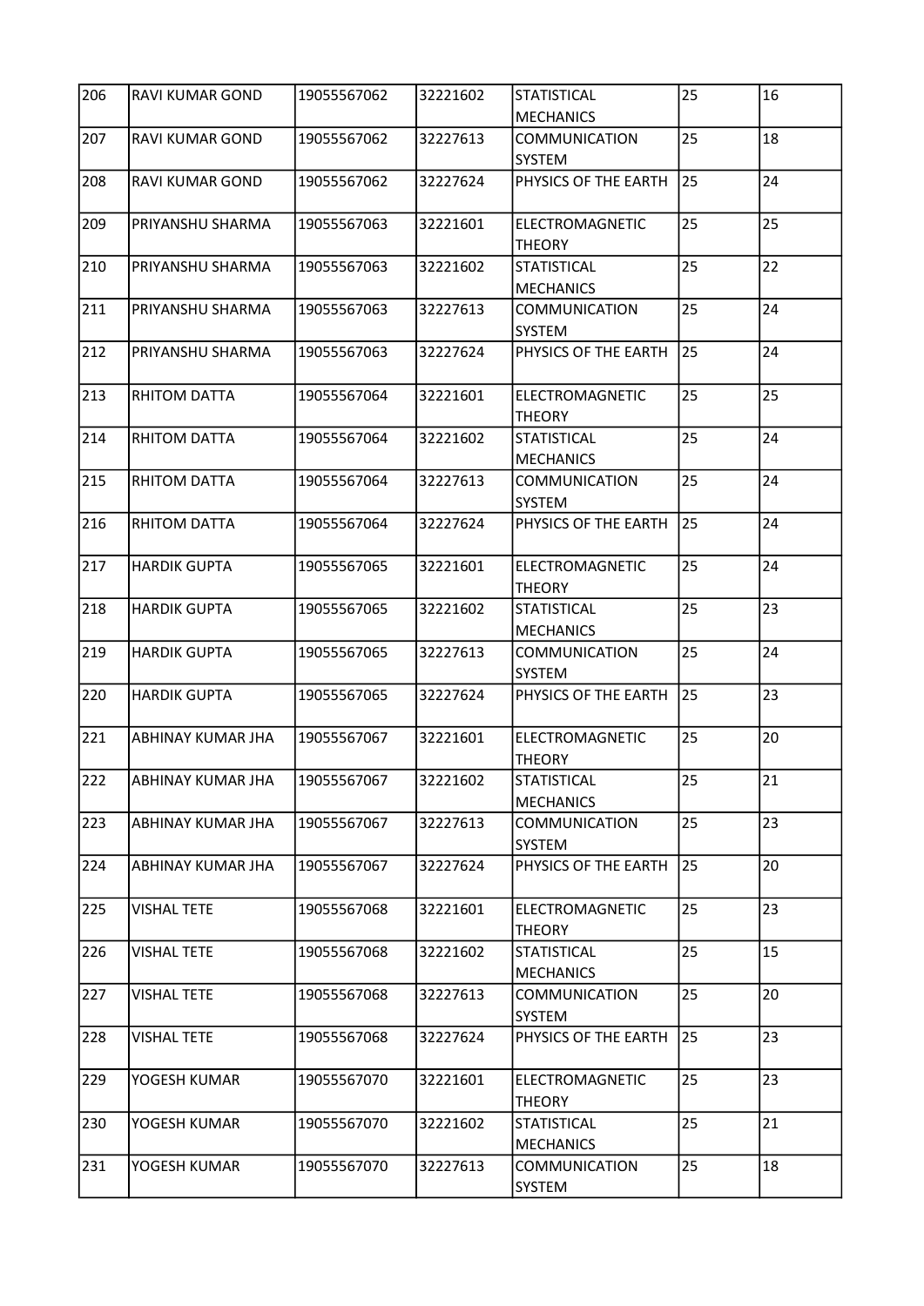| 206 | RAVI KUMAR GOND | 19055567062 | 32221602 | STATISTICAL MECHANICS | 25 | 16 |
|---|---|---|---|---|---|---|
| 207 | RAVI KUMAR GOND | 19055567062 | 32227613 | COMMUNICATION SYSTEM | 25 | 18 |
| 208 | RAVI KUMAR GOND | 19055567062 | 32227624 | PHYSICS OF THE EARTH | 25 | 24 |
| 209 | PRIYANSHU SHARMA | 19055567063 | 32221601 | ELECTROMAGNETIC THEORY | 25 | 25 |
| 210 | PRIYANSHU SHARMA | 19055567063 | 32221602 | STATISTICAL MECHANICS | 25 | 22 |
| 211 | PRIYANSHU SHARMA | 19055567063 | 32227613 | COMMUNICATION SYSTEM | 25 | 24 |
| 212 | PRIYANSHU SHARMA | 19055567063 | 32227624 | PHYSICS OF THE EARTH | 25 | 24 |
| 213 | RHITOM DATTA | 19055567064 | 32221601 | ELECTROMAGNETIC THEORY | 25 | 25 |
| 214 | RHITOM DATTA | 19055567064 | 32221602 | STATISTICAL MECHANICS | 25 | 24 |
| 215 | RHITOM DATTA | 19055567064 | 32227613 | COMMUNICATION SYSTEM | 25 | 24 |
| 216 | RHITOM DATTA | 19055567064 | 32227624 | PHYSICS OF THE EARTH | 25 | 24 |
| 217 | HARDIK GUPTA | 19055567065 | 32221601 | ELECTROMAGNETIC THEORY | 25 | 24 |
| 218 | HARDIK GUPTA | 19055567065 | 32221602 | STATISTICAL MECHANICS | 25 | 23 |
| 219 | HARDIK GUPTA | 19055567065 | 32227613 | COMMUNICATION SYSTEM | 25 | 24 |
| 220 | HARDIK GUPTA | 19055567065 | 32227624 | PHYSICS OF THE EARTH | 25 | 23 |
| 221 | ABHINAY KUMAR JHA | 19055567067 | 32221601 | ELECTROMAGNETIC THEORY | 25 | 20 |
| 222 | ABHINAY KUMAR JHA | 19055567067 | 32221602 | STATISTICAL MECHANICS | 25 | 21 |
| 223 | ABHINAY KUMAR JHA | 19055567067 | 32227613 | COMMUNICATION SYSTEM | 25 | 23 |
| 224 | ABHINAY KUMAR JHA | 19055567067 | 32227624 | PHYSICS OF THE EARTH | 25 | 20 |
| 225 | VISHAL TETE | 19055567068 | 32221601 | ELECTROMAGNETIC THEORY | 25 | 23 |
| 226 | VISHAL TETE | 19055567068 | 32221602 | STATISTICAL MECHANICS | 25 | 15 |
| 227 | VISHAL TETE | 19055567068 | 32227613 | COMMUNICATION SYSTEM | 25 | 20 |
| 228 | VISHAL TETE | 19055567068 | 32227624 | PHYSICS OF THE EARTH | 25 | 23 |
| 229 | YOGESH KUMAR | 19055567070 | 32221601 | ELECTROMAGNETIC THEORY | 25 | 23 |
| 230 | YOGESH KUMAR | 19055567070 | 32221602 | STATISTICAL MECHANICS | 25 | 21 |
| 231 | YOGESH KUMAR | 19055567070 | 32227613 | COMMUNICATION SYSTEM | 25 | 18 |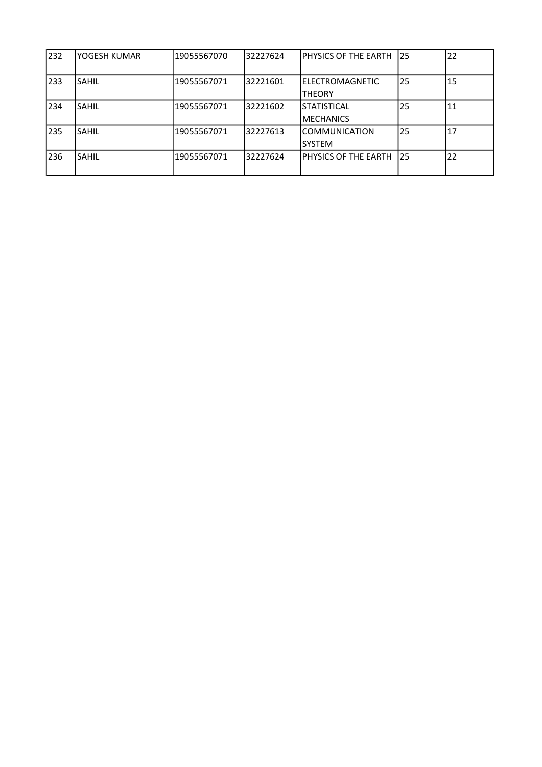| | | | | | | |
|---|---|---|---|---|---|---|
| 232 | YOGESH KUMAR | 19055567070 | 32227624 | PHYSICS OF THE EARTH | 25 | 22 |
| 233 | SAHIL | 19055567071 | 32221601 | ELECTROMAGNETIC THEORY | 25 | 15 |
| 234 | SAHIL | 19055567071 | 32221602 | STATISTICAL MECHANICS | 25 | 11 |
| 235 | SAHIL | 19055567071 | 32227613 | COMMUNICATION SYSTEM | 25 | 17 |
| 236 | SAHIL | 19055567071 | 32227624 | PHYSICS OF THE EARTH | 25 | 22 |